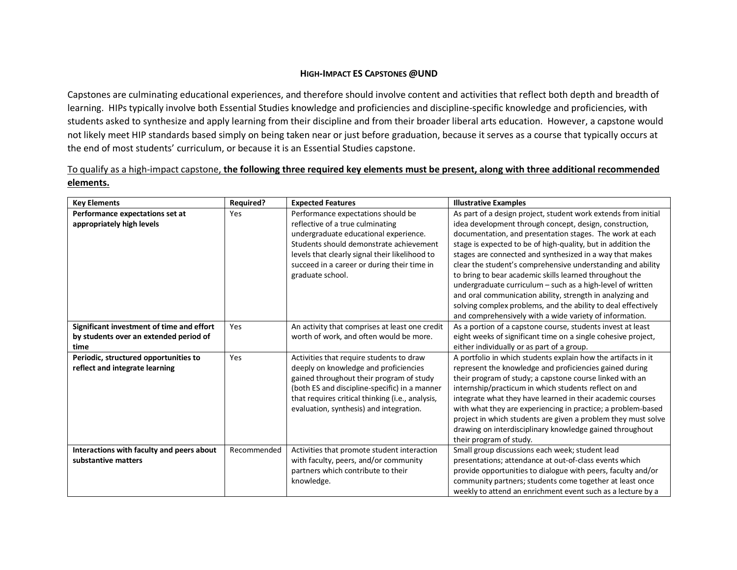# High-Impact ES Capstones @UND

Capstones are culminating educational experiences, and therefore should involve content and activities that reflect both depth and breadth of learning. HIPs typically involve both Essential Studies knowledge and proficiencies and discipline-specific knowledge and proficiencies, with students asked to synthesize and apply learning from their discipline and from their broader liberal arts education. However, a capstone would not likely meet HIP standards based simply on being taken near or just before graduation, because it serves as a course that typically occurs at the end of most students' curriculum, or because it is an Essential Studies capstone.

To qualify as a high-impact capstone, **the following three required key elements must be present, along with three additional recommended elements.**

| Key Elements | Required? | Expected Features | Illustrative Examples |
|---|---|---|---|
| **Performance expectations set at appropriately high levels** | Yes | Performance expectations should be reflective of a true culminating undergraduate educational experience. Students should demonstrate achievement levels that clearly signal their likelihood to succeed in a career or during their time in graduate school. | As part of a design project, student work extends from initial idea development through concept, design, construction, documentation, and presentation stages. The work at each stage is expected to be of high-quality, but in addition the stages are connected and synthesized in a way that makes clear the student's comprehensive understanding and ability to bring to bear academic skills learned throughout the undergraduate curriculum – such as a high-level of written and oral communication ability, strength in analyzing and solving complex problems, and the ability to deal effectively and comprehensively with a wide variety of information. |
| **Significant investment of time and effort by students over an extended period of time** | Yes | An activity that comprises at least one credit worth of work, and often would be more. | As a portion of a capstone course, students invest at least eight weeks of significant time on a single cohesive project, either individually or as part of a group. |
| **Periodic, structured opportunities to reflect and integrate learning** | Yes | Activities that require students to draw deeply on knowledge and proficiencies gained throughout their program of study (both ES and discipline-specific) in a manner that requires critical thinking (i.e., analysis, evaluation, synthesis) and integration. | A portfolio in which students explain how the artifacts in it represent the knowledge and proficiencies gained during their program of study; a capstone course linked with an internship/practicum in which students reflect on and integrate what they have learned in their academic courses with what they are experiencing in practice; a problem-based project in which students are given a problem they must solve drawing on interdisciplinary knowledge gained throughout their program of study. |
| **Interactions with faculty and peers about substantive matters** | Recommended | Activities that promote student interaction with faculty, peers, and/or community partners which contribute to their knowledge. | Small group discussions each week; student lead presentations; attendance at out-of-class events which provide opportunities to dialogue with peers, faculty and/or community partners; students come together at least once weekly to attend an enrichment event such as a lecture by a |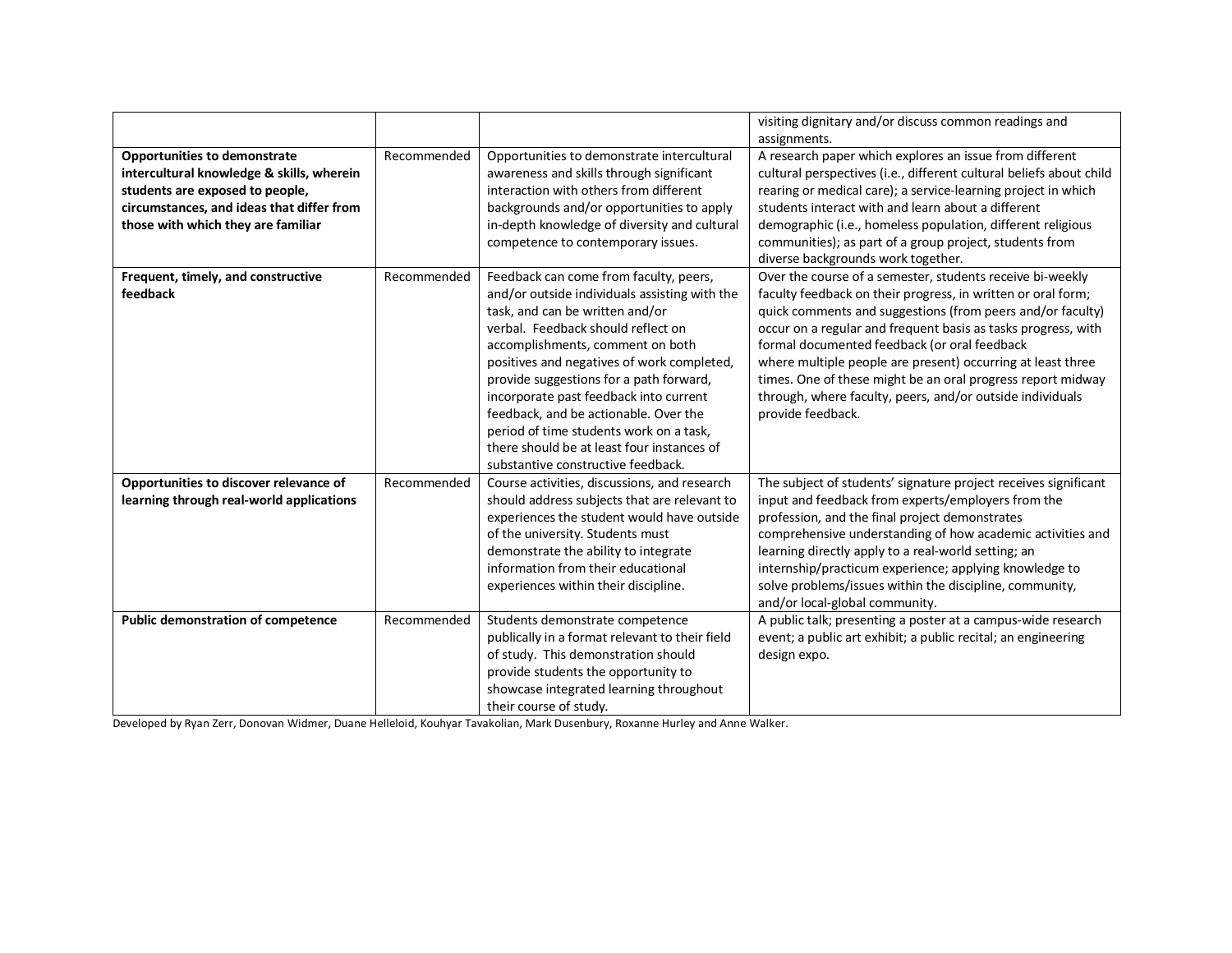| | | | |
|---|---|---|---|
| | | | visiting dignitary and/or discuss common readings and assignments. |
| **Opportunities to demonstrate intercultural knowledge & skills, wherein students are exposed to people, circumstances, and ideas that differ from those with which they are familiar** | Recommended | Opportunities to demonstrate intercultural awareness and skills through significant interaction with others from different backgrounds and/or opportunities to apply in-depth knowledge of diversity and cultural competence to contemporary issues. | A research paper which explores an issue from different cultural perspectives (i.e., different cultural beliefs about child rearing or medical care); a service-learning project in which students interact with and learn about a different demographic (i.e., homeless population, different religious communities); as part of a group project, students from diverse backgrounds work together. |
| **Frequent, timely, and constructive feedback** | Recommended | Feedback can come from faculty, peers, and/or outside individuals assisting with the task, and can be written and/or verbal. Feedback should reflect on accomplishments, comment on both positives and negatives of work completed, provide suggestions for a path forward, incorporate past feedback into current feedback, and be actionable. Over the period of time students work on a task, there should be at least four instances of substantive constructive feedback. | Over the course of a semester, students receive bi-weekly faculty feedback on their progress, in written or oral form; quick comments and suggestions (from peers and/or faculty) occur on a regular and frequent basis as tasks progress, with formal documented feedback (or oral feedback where multiple people are present) occurring at least three times. One of these might be an oral progress report midway through, where faculty, peers, and/or outside individuals provide feedback. |
| **Opportunities to discover relevance of learning through real-world applications** | Recommended | Course activities, discussions, and research should address subjects that are relevant to experiences the student would have outside of the university. Students must demonstrate the ability to integrate information from their educational experiences within their discipline. | The subject of students' signature project receives significant input and feedback from experts/employers from the profession, and the final project demonstrates comprehensive understanding of how academic activities and learning directly apply to a real-world setting; an internship/practicum experience; applying knowledge to solve problems/issues within the discipline, community, and/or local-global community. |
| **Public demonstration of competence** | Recommended | Students demonstrate competence publically in a format relevant to their field of study. This demonstration should provide students the opportunity to showcase integrated learning throughout their course of study. | A public talk; presenting a poster at a campus-wide research event; a public art exhibit; a public recital; an engineering design expo. |

Developed by Ryan Zerr, Donovan Widmer, Duane Helleloid, Kouhyar Tavakolian, Mark Dusenbury, Roxanne Hurley and Anne Walker.